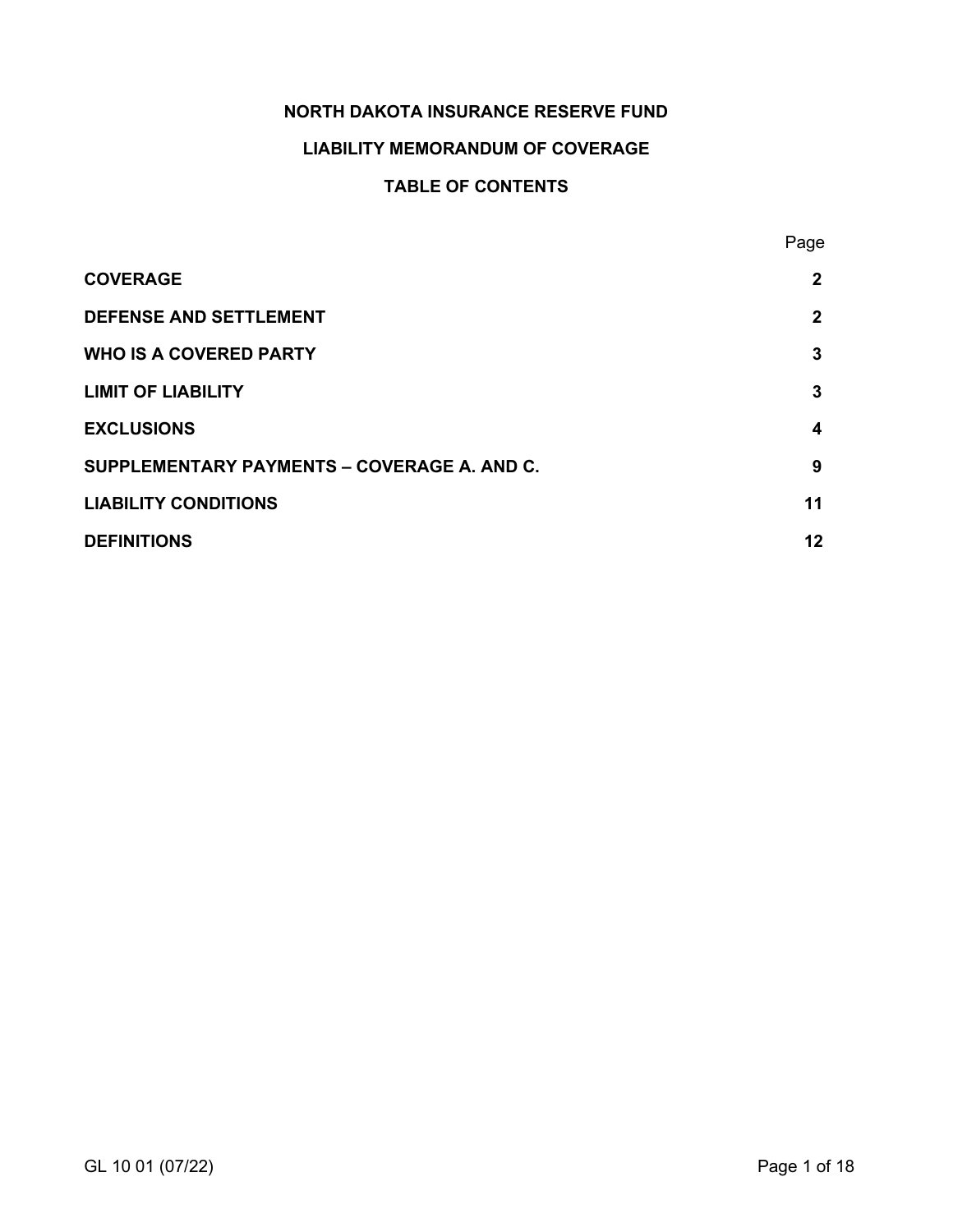# NORTH DAKOTA INSURANCE RESERVE FUND

## LIABILITY MEMORANDUM OF COVERAGE

## TABLE OF CONTENTS

| | Page |
|---|---|
| **COVERAGE** | **2** |
| **DEFENSE AND SETTLEMENT** | **2** |
| **WHO IS A COVERED PARTY** | **3** |
| **LIMIT OF LIABILITY** | **3** |
| **EXCLUSIONS** | **4** |
| **SUPPLEMENTARY PAYMENTS – COVERAGE A. AND C.** | **9** |
| **LIABILITY CONDITIONS** | **11** |
| **DEFINITIONS** | **12** |

GL 10 01 (07/22)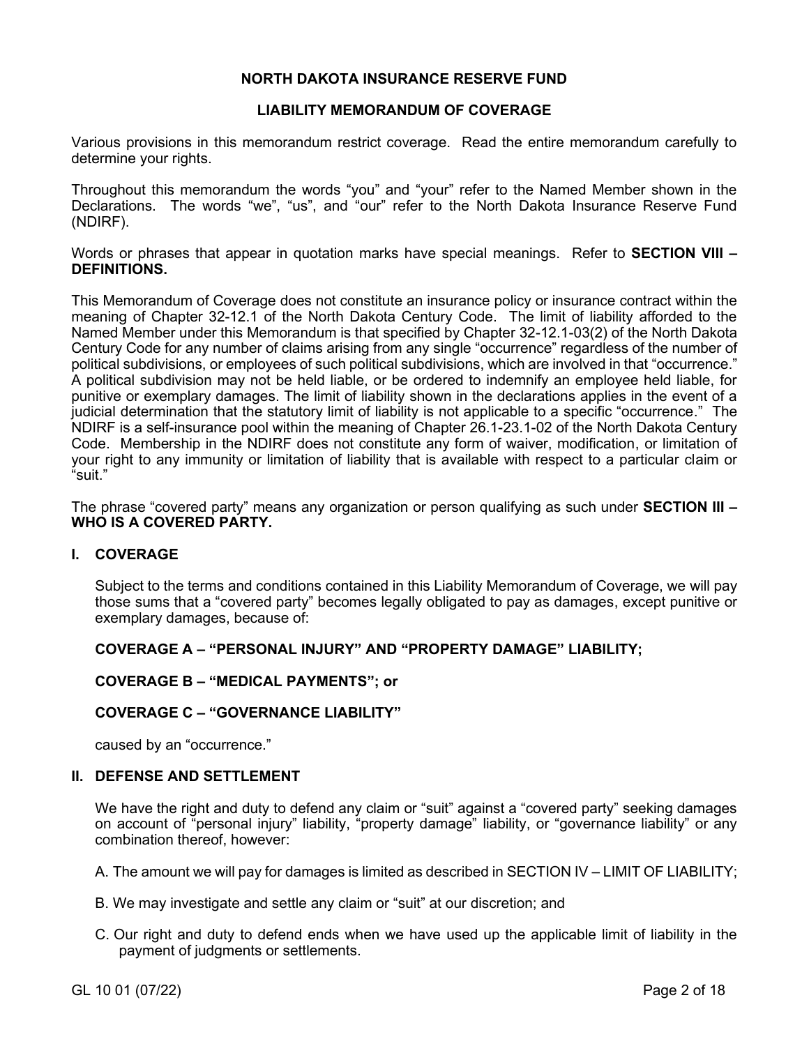**NORTH DAKOTA INSURANCE RESERVE FUND**

**LIABILITY MEMORANDUM OF COVERAGE**

Various provisions in this memorandum restrict coverage. Read the entire memorandum carefully to determine your rights.

Throughout this memorandum the words "you" and "your" refer to the Named Member shown in the Declarations. The words "we", "us", and "our" refer to the North Dakota Insurance Reserve Fund (NDIRF).

Words or phrases that appear in quotation marks have special meanings. Refer to **SECTION VIII – DEFINITIONS.**

This Memorandum of Coverage does not constitute an insurance policy or insurance contract within the meaning of Chapter 32-12.1 of the North Dakota Century Code. The limit of liability afforded to the Named Member under this Memorandum is that specified by Chapter 32-12.1-03(2) of the North Dakota Century Code for any number of claims arising from any single "occurrence" regardless of the number of political subdivisions, or employees of such political subdivisions, which are involved in that "occurrence." A political subdivision may not be held liable, or be ordered to indemnify an employee held liable, for punitive or exemplary damages. The limit of liability shown in the declarations applies in the event of a judicial determination that the statutory limit of liability is not applicable to a specific "occurrence." The NDIRF is a self-insurance pool within the meaning of Chapter 26.1-23.1-02 of the North Dakota Century Code. Membership in the NDIRF does not constitute any form of waiver, modification, or limitation of your right to any immunity or limitation of liability that is available with respect to a particular claim or "suit."

The phrase "covered party" means any organization or person qualifying as such under **SECTION III – WHO IS A COVERED PARTY.**

## I. COVERAGE

Subject to the terms and conditions contained in this Liability Memorandum of Coverage, we will pay those sums that a "covered party" becomes legally obligated to pay as damages, except punitive or exemplary damages, because of:

**COVERAGE A – "PERSONAL INJURY" AND "PROPERTY DAMAGE" LIABILITY;**

**COVERAGE B – "MEDICAL PAYMENTS"; or**

**COVERAGE C – "GOVERNANCE LIABILITY"**

caused by an "occurrence."

## II. DEFENSE AND SETTLEMENT

We have the right and duty to defend any claim or "suit" against a "covered party" seeking damages on account of "personal injury" liability, "property damage" liability, or "governance liability" or any combination thereof, however:

A. The amount we will pay for damages is limited as described in SECTION IV – LIMIT OF LIABILITY;

B. We may investigate and settle any claim or "suit" at our discretion; and

C. Our right and duty to defend ends when we have used up the applicable limit of liability in the payment of judgments or settlements.

GL 10 01 (07/22)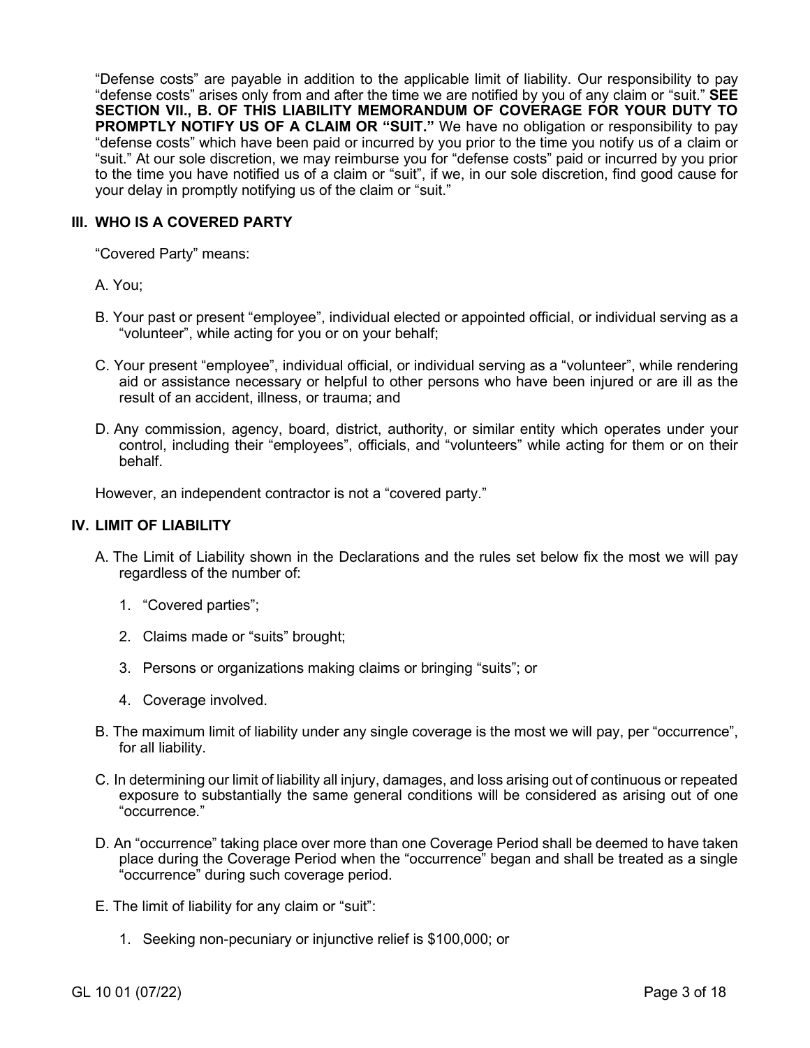"Defense costs" are payable in addition to the applicable limit of liability. Our responsibility to pay "defense costs" arises only from and after the time we are notified by you of any claim or "suit." **SEE SECTION VII., B. OF THIS LIABILITY MEMORANDUM OF COVERAGE FOR YOUR DUTY TO PROMPTLY NOTIFY US OF A CLAIM OR "SUIT."** We have no obligation or responsibility to pay "defense costs" which have been paid or incurred by you prior to the time you notify us of a claim or "suit." At our sole discretion, we may reimburse you for "defense costs" paid or incurred by you prior to the time you have notified us of a claim or "suit", if we, in our sole discretion, find good cause for your delay in promptly notifying us of the claim or "suit."

## III. WHO IS A COVERED PARTY

"Covered Party" means:

A. You;

B. Your past or present "employee", individual elected or appointed official, or individual serving as a "volunteer", while acting for you or on your behalf;

C. Your present "employee", individual official, or individual serving as a "volunteer", while rendering aid or assistance necessary or helpful to other persons who have been injured or are ill as the result of an accident, illness, or trauma; and

D. Any commission, agency, board, district, authority, or similar entity which operates under your control, including their "employees", officials, and "volunteers" while acting for them or on their behalf.

However, an independent contractor is not a "covered party."

## IV. LIMIT OF LIABILITY

A. The Limit of Liability shown in the Declarations and the rules set below fix the most we will pay regardless of the number of:

1. "Covered parties";
2. Claims made or "suits" brought;
3. Persons or organizations making claims or bringing "suits"; or
4. Coverage involved.

B. The maximum limit of liability under any single coverage is the most we will pay, per "occurrence", for all liability.

C. In determining our limit of liability all injury, damages, and loss arising out of continuous or repeated exposure to substantially the same general conditions will be considered as arising out of one "occurrence."

D. An "occurrence" taking place over more than one Coverage Period shall be deemed to have taken place during the Coverage Period when the "occurrence" began and shall be treated as a single "occurrence" during such coverage period.

E. The limit of liability for any claim or "suit":

1. Seeking non-pecuniary or injunctive relief is $100,000; or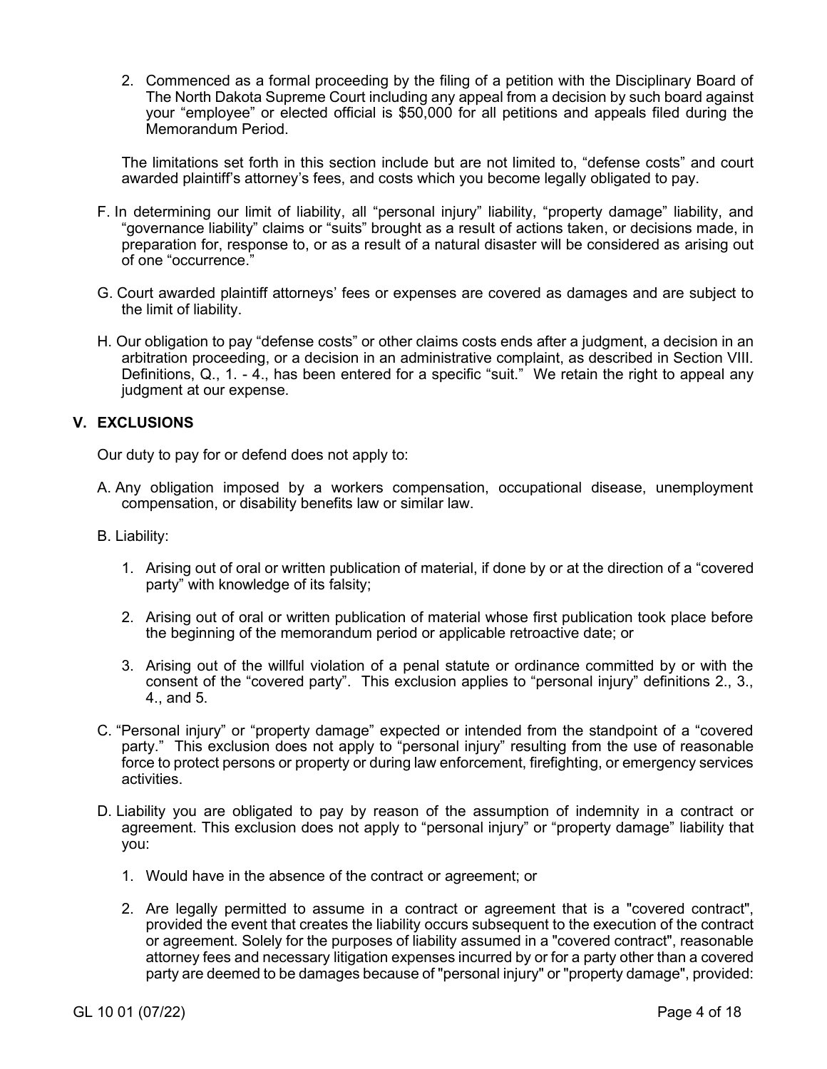2. Commenced as a formal proceeding by the filing of a petition with the Disciplinary Board of The North Dakota Supreme Court including any appeal from a decision by such board against your "employee" or elected official is $50,000 for all petitions and appeals filed during the Memorandum Period.

The limitations set forth in this section include but are not limited to, "defense costs" and court awarded plaintiff's attorney's fees, and costs which you become legally obligated to pay.

F. In determining our limit of liability, all "personal injury" liability, "property damage" liability, and "governance liability" claims or "suits" brought as a result of actions taken, or decisions made, in preparation for, response to, or as a result of a natural disaster will be considered as arising out of one "occurrence."

G. Court awarded plaintiff attorneys' fees or expenses are covered as damages and are subject to the limit of liability.

H. Our obligation to pay "defense costs" or other claims costs ends after a judgment, a decision in an arbitration proceeding, or a decision in an administrative complaint, as described in Section VIII. Definitions, Q., 1. - 4., has been entered for a specific "suit." We retain the right to appeal any judgment at our expense.

## V. EXCLUSIONS

Our duty to pay for or defend does not apply to:

A. Any obligation imposed by a workers compensation, occupational disease, unemployment compensation, or disability benefits law or similar law.

B. Liability:

1. Arising out of oral or written publication of material, if done by or at the direction of a "covered party" with knowledge of its falsity;

2. Arising out of oral or written publication of material whose first publication took place before the beginning of the memorandum period or applicable retroactive date; or

3. Arising out of the willful violation of a penal statute or ordinance committed by or with the consent of the "covered party". This exclusion applies to "personal injury" definitions 2., 3., 4., and 5.

C. "Personal injury" or "property damage" expected or intended from the standpoint of a "covered party." This exclusion does not apply to "personal injury" resulting from the use of reasonable force to protect persons or property or during law enforcement, firefighting, or emergency services activities.

D. Liability you are obligated to pay by reason of the assumption of indemnity in a contract or agreement. This exclusion does not apply to "personal injury" or "property damage" liability that you:

1. Would have in the absence of the contract or agreement; or

2. Are legally permitted to assume in a contract or agreement that is a "covered contract", provided the event that creates the liability occurs subsequent to the execution of the contract or agreement. Solely for the purposes of liability assumed in a "covered contract", reasonable attorney fees and necessary litigation expenses incurred by or for a party other than a covered party are deemed to be damages because of "personal injury" or "property damage", provided: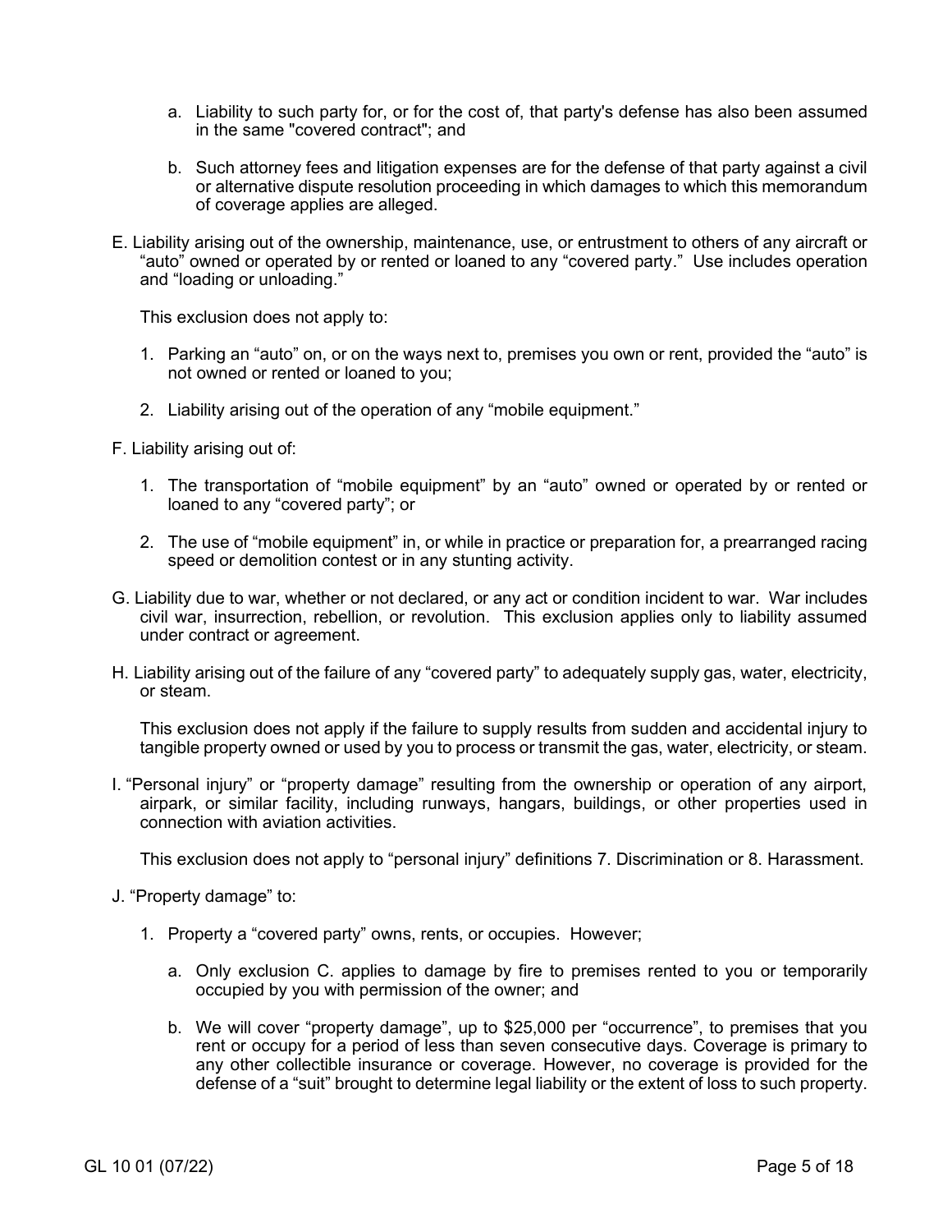a. Liability to such party for, or for the cost of, that party's defense has also been assumed in the same "covered contract"; and

b. Such attorney fees and litigation expenses are for the defense of that party against a civil or alternative dispute resolution proceeding in which damages to which this memorandum of coverage applies are alleged.

E. Liability arising out of the ownership, maintenance, use, or entrustment to others of any aircraft or "auto" owned or operated by or rented or loaned to any "covered party." Use includes operation and "loading or unloading."

This exclusion does not apply to:

1. Parking an "auto" on, or on the ways next to, premises you own or rent, provided the "auto" is not owned or rented or loaned to you;

2. Liability arising out of the operation of any "mobile equipment."

F. Liability arising out of:

1. The transportation of "mobile equipment" by an "auto" owned or operated by or rented or loaned to any "covered party"; or

2. The use of "mobile equipment" in, or while in practice or preparation for, a prearranged racing speed or demolition contest or in any stunting activity.

G. Liability due to war, whether or not declared, or any act or condition incident to war. War includes civil war, insurrection, rebellion, or revolution. This exclusion applies only to liability assumed under contract or agreement.

H. Liability arising out of the failure of any "covered party" to adequately supply gas, water, electricity, or steam.

This exclusion does not apply if the failure to supply results from sudden and accidental injury to tangible property owned or used by you to process or transmit the gas, water, electricity, or steam.

I. "Personal injury" or "property damage" resulting from the ownership or operation of any airport, airpark, or similar facility, including runways, hangars, buildings, or other properties used in connection with aviation activities.

This exclusion does not apply to "personal injury" definitions 7. Discrimination or 8. Harassment.

J. "Property damage" to:

1. Property a "covered party" owns, rents, or occupies. However;

   a. Only exclusion C. applies to damage by fire to premises rented to you or temporarily occupied by you with permission of the owner; and

   b. We will cover "property damage", up to $25,000 per "occurrence", to premises that you rent or occupy for a period of less than seven consecutive days. Coverage is primary to any other collectible insurance or coverage. However, no coverage is provided for the defense of a "suit" brought to determine legal liability or the extent of loss to such property.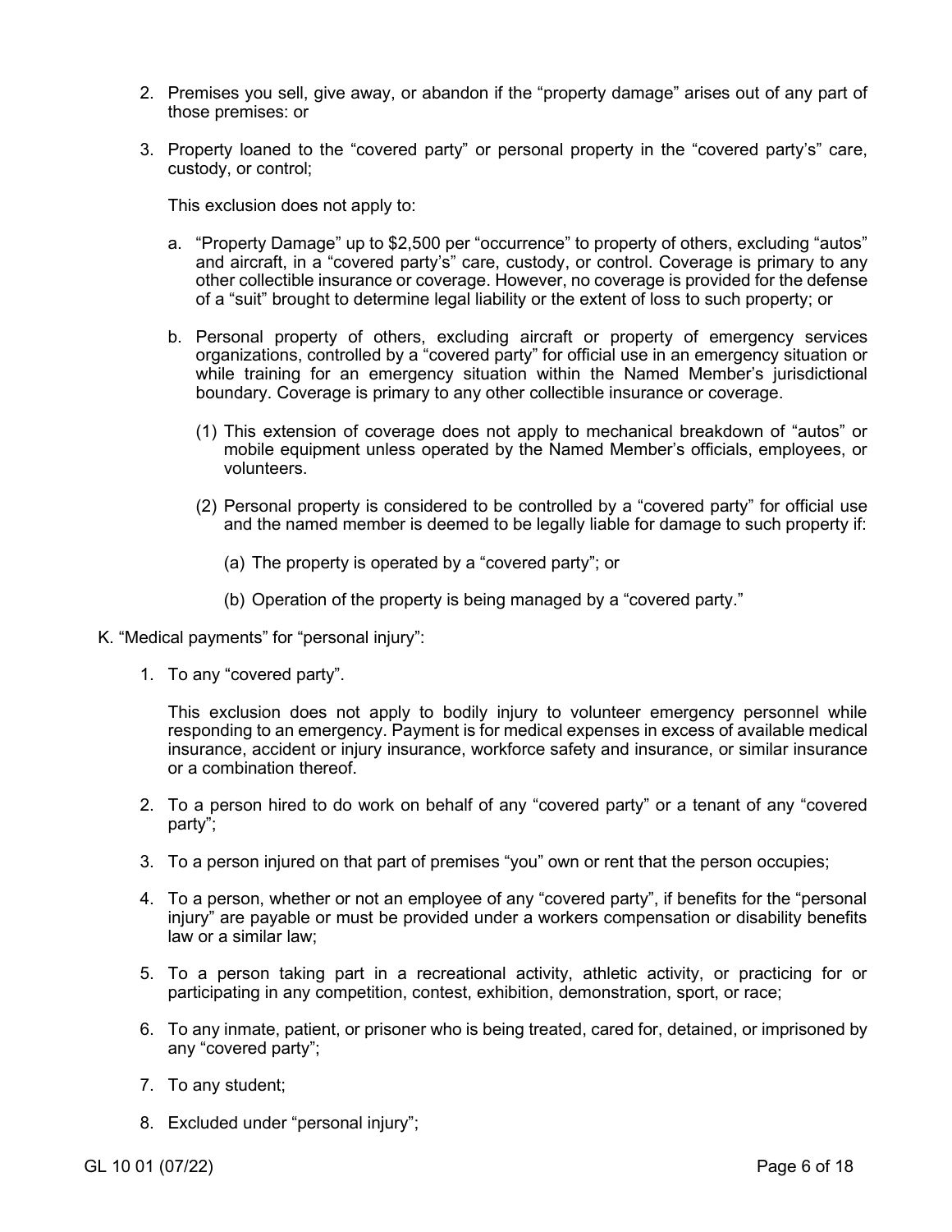2. Premises you sell, give away, or abandon if the "property damage" arises out of any part of those premises: or

3. Property loaned to the "covered party" or personal property in the "covered party's" care, custody, or control;

   This exclusion does not apply to:

   a. "Property Damage" up to $2,500 per "occurrence" to property of others, excluding "autos" and aircraft, in a "covered party's" care, custody, or control. Coverage is primary to any other collectible insurance or coverage. However, no coverage is provided for the defense of a "suit" brought to determine legal liability or the extent of loss to such property; or

   b. Personal property of others, excluding aircraft or property of emergency services organizations, controlled by a "covered party" for official use in an emergency situation or while training for an emergency situation within the Named Member's jurisdictional boundary. Coverage is primary to any other collectible insurance or coverage.

      (1) This extension of coverage does not apply to mechanical breakdown of "autos" or mobile equipment unless operated by the Named Member's officials, employees, or volunteers.

      (2) Personal property is considered to be controlled by a "covered party" for official use and the named member is deemed to be legally liable for damage to such property if:

         (a) The property is operated by a "covered party"; or

         (b) Operation of the property is being managed by a "covered party."

K. "Medical payments" for "personal injury":

1. To any "covered party".

   This exclusion does not apply to bodily injury to volunteer emergency personnel while responding to an emergency. Payment is for medical expenses in excess of available medical insurance, accident or injury insurance, workforce safety and insurance, or similar insurance or a combination thereof.

2. To a person hired to do work on behalf of any "covered party" or a tenant of any "covered party";

3. To a person injured on that part of premises "you" own or rent that the person occupies;

4. To a person, whether or not an employee of any "covered party", if benefits for the "personal injury" are payable or must be provided under a workers compensation or disability benefits law or a similar law;

5. To a person taking part in a recreational activity, athletic activity, or practicing for or participating in any competition, contest, exhibition, demonstration, sport, or race;

6. To any inmate, patient, or prisoner who is being treated, cared for, detained, or imprisoned by any "covered party";

7. To any student;

8. Excluded under "personal injury";

GL 10 01 (07/22)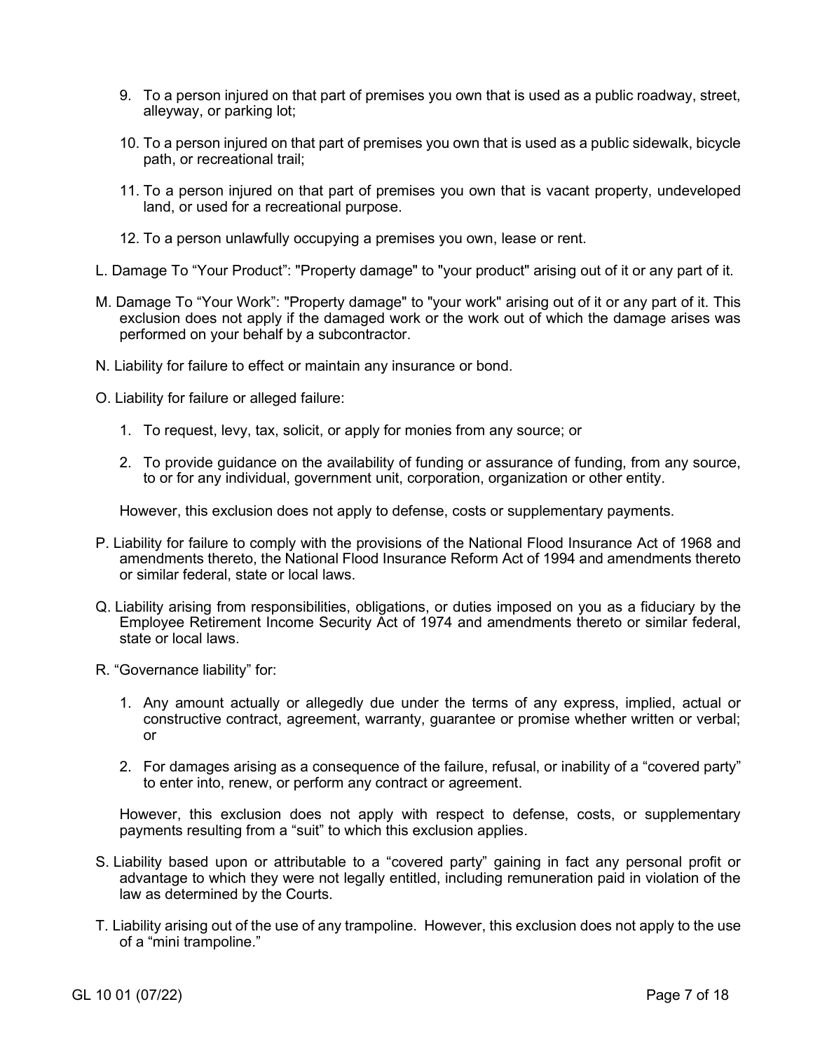9. To a person injured on that part of premises you own that is used as a public roadway, street, alleyway, or parking lot;

10. To a person injured on that part of premises you own that is used as a public sidewalk, bicycle path, or recreational trail;

11. To a person injured on that part of premises you own that is vacant property, undeveloped land, or used for a recreational purpose.

12. To a person unlawfully occupying a premises you own, lease or rent.

L. Damage To "Your Product": "Property damage" to "your product" arising out of it or any part of it.

M. Damage To "Your Work": "Property damage" to "your work" arising out of it or any part of it. This exclusion does not apply if the damaged work or the work out of which the damage arises was performed on your behalf by a subcontractor.

N. Liability for failure to effect or maintain any insurance or bond.

O. Liability for failure or alleged failure:

1. To request, levy, tax, solicit, or apply for monies from any source; or

2. To provide guidance on the availability of funding or assurance of funding, from any source, to or for any individual, government unit, corporation, organization or other entity.

However, this exclusion does not apply to defense, costs or supplementary payments.

P. Liability for failure to comply with the provisions of the National Flood Insurance Act of 1968 and amendments thereto, the National Flood Insurance Reform Act of 1994 and amendments thereto or similar federal, state or local laws.

Q. Liability arising from responsibilities, obligations, or duties imposed on you as a fiduciary by the Employee Retirement Income Security Act of 1974 and amendments thereto or similar federal, state or local laws.

R. "Governance liability" for:

1. Any amount actually or allegedly due under the terms of any express, implied, actual or constructive contract, agreement, warranty, guarantee or promise whether written or verbal; or

2. For damages arising as a consequence of the failure, refusal, or inability of a "covered party" to enter into, renew, or perform any contract or agreement.

However, this exclusion does not apply with respect to defense, costs, or supplementary payments resulting from a "suit" to which this exclusion applies.

S. Liability based upon or attributable to a "covered party" gaining in fact any personal profit or advantage to which they were not legally entitled, including remuneration paid in violation of the law as determined by the Courts.

T. Liability arising out of the use of any trampoline. However, this exclusion does not apply to the use of a "mini trampoline."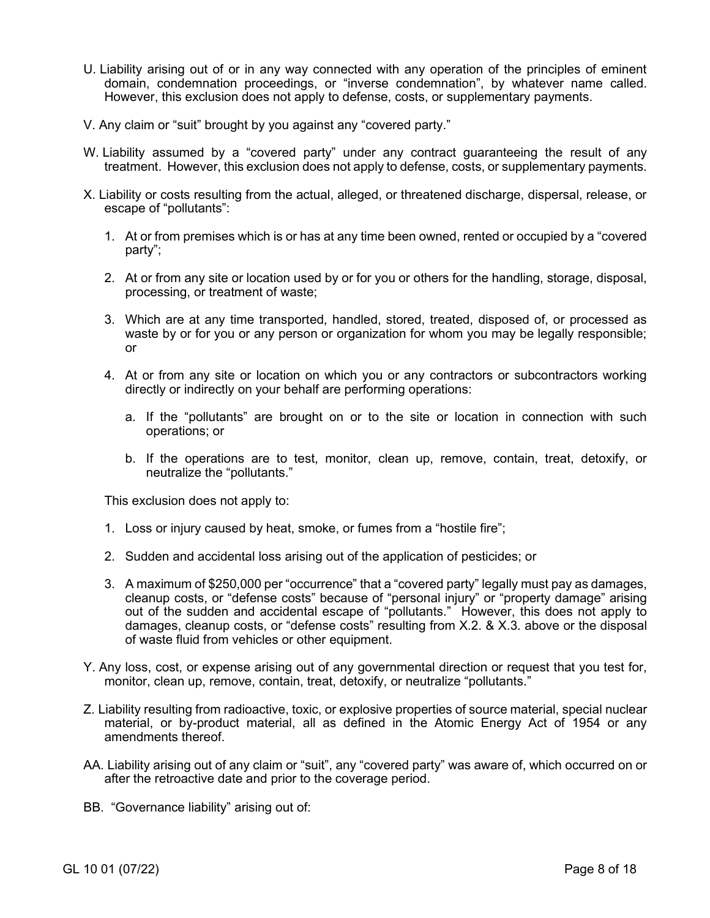U. Liability arising out of or in any way connected with any operation of the principles of eminent domain, condemnation proceedings, or "inverse condemnation", by whatever name called. However, this exclusion does not apply to defense, costs, or supplementary payments.

V. Any claim or "suit" brought by you against any "covered party."

W. Liability assumed by a "covered party" under any contract guaranteeing the result of any treatment. However, this exclusion does not apply to defense, costs, or supplementary payments.

X. Liability or costs resulting from the actual, alleged, or threatened discharge, dispersal, release, or escape of "pollutants":

   1. At or from premises which is or has at any time been owned, rented or occupied by a "covered party";

   2. At or from any site or location used by or for you or others for the handling, storage, disposal, processing, or treatment of waste;

   3. Which are at any time transported, handled, stored, treated, disposed of, or processed as waste by or for you or any person or organization for whom you may be legally responsible; or

   4. At or from any site or location on which you or any contractors or subcontractors working directly or indirectly on your behalf are performing operations:

      a. If the "pollutants" are brought on or to the site or location in connection with such operations; or

      b. If the operations are to test, monitor, clean up, remove, contain, treat, detoxify, or neutralize the "pollutants."

   This exclusion does not apply to:

   1. Loss or injury caused by heat, smoke, or fumes from a "hostile fire";

   2. Sudden and accidental loss arising out of the application of pesticides; or

   3. A maximum of $250,000 per "occurrence" that a "covered party" legally must pay as damages, cleanup costs, or "defense costs" because of "personal injury" or "property damage" arising out of the sudden and accidental escape of "pollutants." However, this does not apply to damages, cleanup costs, or "defense costs" resulting from X.2. & X.3. above or the disposal of waste fluid from vehicles or other equipment.

Y. Any loss, cost, or expense arising out of any governmental direction or request that you test for, monitor, clean up, remove, contain, treat, detoxify, or neutralize "pollutants."

Z. Liability resulting from radioactive, toxic, or explosive properties of source material, special nuclear material, or by-product material, all as defined in the Atomic Energy Act of 1954 or any amendments thereof.

AA. Liability arising out of any claim or "suit", any "covered party" was aware of, which occurred on or after the retroactive date and prior to the coverage period.

BB. "Governance liability" arising out of: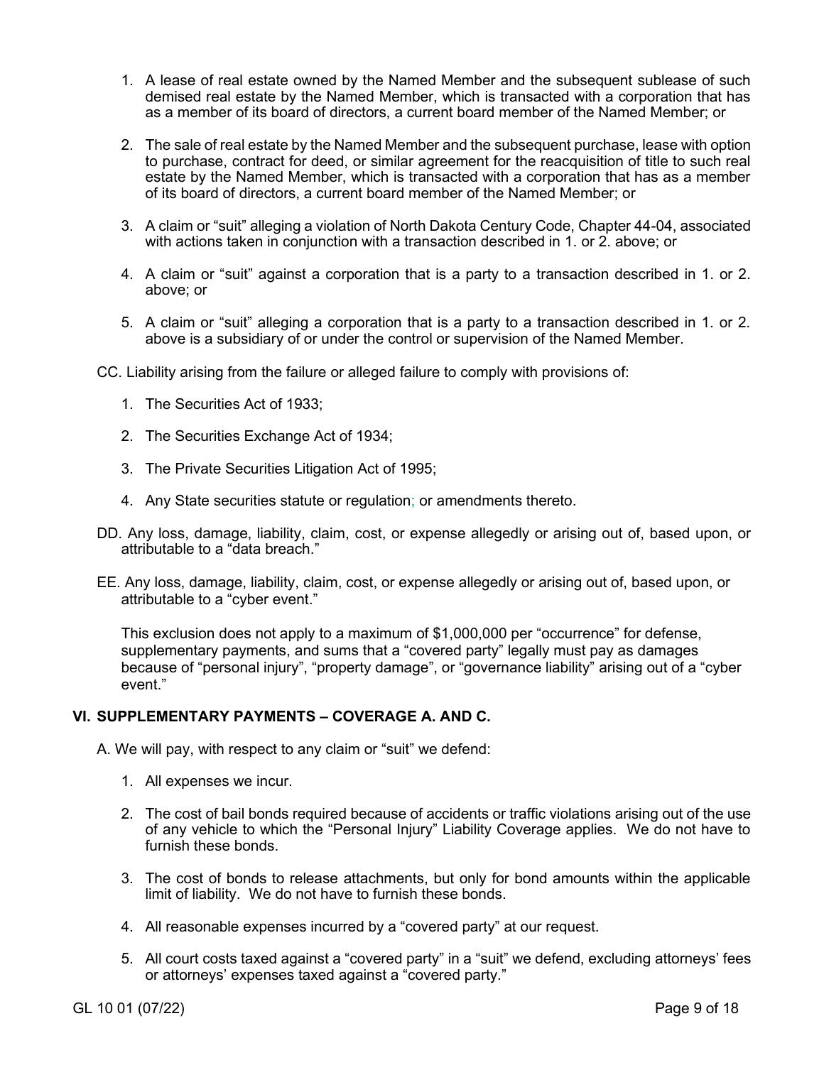1. A lease of real estate owned by the Named Member and the subsequent sublease of such demised real estate by the Named Member, which is transacted with a corporation that has as a member of its board of directors, a current board member of the Named Member; or

2. The sale of real estate by the Named Member and the subsequent purchase, lease with option to purchase, contract for deed, or similar agreement for the reacquisition of title to such real estate by the Named Member, which is transacted with a corporation that has as a member of its board of directors, a current board member of the Named Member; or

3. A claim or "suit" alleging a violation of North Dakota Century Code, Chapter 44-04, associated with actions taken in conjunction with a transaction described in 1. or 2. above; or

4. A claim or "suit" against a corporation that is a party to a transaction described in 1. or 2. above; or

5. A claim or "suit" alleging a corporation that is a party to a transaction described in 1. or 2. above is a subsidiary of or under the control or supervision of the Named Member.

CC. Liability arising from the failure or alleged failure to comply with provisions of:

1. The Securities Act of 1933;

2. The Securities Exchange Act of 1934;

3. The Private Securities Litigation Act of 1995;

4. Any State securities statute or regulation; or amendments thereto.

DD. Any loss, damage, liability, claim, cost, or expense allegedly or arising out of, based upon, or attributable to a "data breach."

EE. Any loss, damage, liability, claim, cost, or expense allegedly or arising out of, based upon, or attributable to a "cyber event."

This exclusion does not apply to a maximum of $1,000,000 per "occurrence" for defense, supplementary payments, and sums that a "covered party" legally must pay as damages because of "personal injury", "property damage", or "governance liability" arising out of a "cyber event."

## VI. SUPPLEMENTARY PAYMENTS – COVERAGE A. AND C.

A. We will pay, with respect to any claim or "suit" we defend:

1. All expenses we incur.

2. The cost of bail bonds required because of accidents or traffic violations arising out of the use of any vehicle to which the "Personal Injury" Liability Coverage applies. We do not have to furnish these bonds.

3. The cost of bonds to release attachments, but only for bond amounts within the applicable limit of liability. We do not have to furnish these bonds.

4. All reasonable expenses incurred by a "covered party" at our request.

5. All court costs taxed against a "covered party" in a "suit" we defend, excluding attorneys' fees or attorneys' expenses taxed against a "covered party."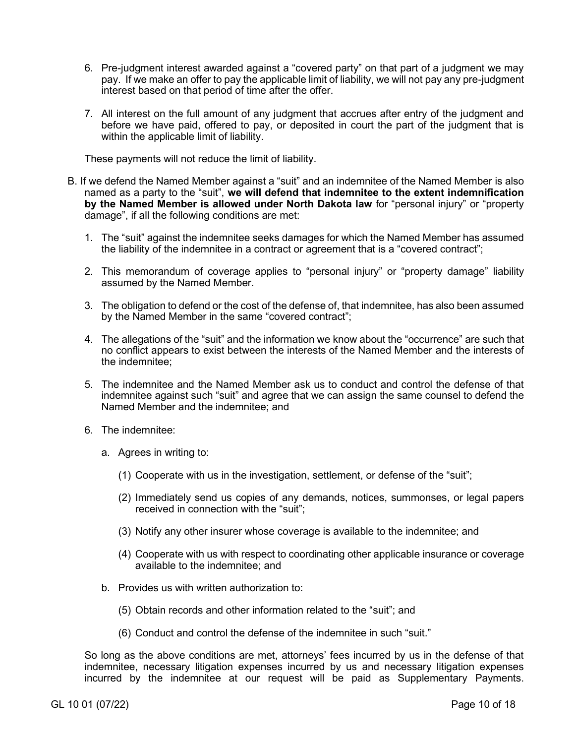6. Pre-judgment interest awarded against a "covered party" on that part of a judgment we may pay. If we make an offer to pay the applicable limit of liability, we will not pay any pre-judgment interest based on that period of time after the offer.

7. All interest on the full amount of any judgment that accrues after entry of the judgment and before we have paid, offered to pay, or deposited in court the part of the judgment that is within the applicable limit of liability.

These payments will not reduce the limit of liability.

B. If we defend the Named Member against a "suit" and an indemnitee of the Named Member is also named as a party to the "suit", **we will defend that indemnitee to the extent indemnification by the Named Member is allowed under North Dakota law** for "personal injury" or "property damage", if all the following conditions are met:

1. The "suit" against the indemnitee seeks damages for which the Named Member has assumed the liability of the indemnitee in a contract or agreement that is a "covered contract";

2. This memorandum of coverage applies to "personal injury" or "property damage" liability assumed by the Named Member.

3. The obligation to defend or the cost of the defense of, that indemnitee, has also been assumed by the Named Member in the same "covered contract";

4. The allegations of the "suit" and the information we know about the "occurrence" are such that no conflict appears to exist between the interests of the Named Member and the interests of the indemnitee;

5. The indemnitee and the Named Member ask us to conduct and control the defense of that indemnitee against such "suit" and agree that we can assign the same counsel to defend the Named Member and the indemnitee; and

6. The indemnitee:

   a. Agrees in writing to:

      (1) Cooperate with us in the investigation, settlement, or defense of the "suit";

      (2) Immediately send us copies of any demands, notices, summonses, or legal papers received in connection with the "suit";

      (3) Notify any other insurer whose coverage is available to the indemnitee; and

      (4) Cooperate with us with respect to coordinating other applicable insurance or coverage available to the indemnitee; and

   b. Provides us with written authorization to:

      (5) Obtain records and other information related to the "suit"; and

      (6) Conduct and control the defense of the indemnitee in such "suit."

So long as the above conditions are met, attorneys' fees incurred by us in the defense of that indemnitee, necessary litigation expenses incurred by us and necessary litigation expenses incurred by the indemnitee at our request will be paid as Supplementary Payments.

GL 10 01 (07/22)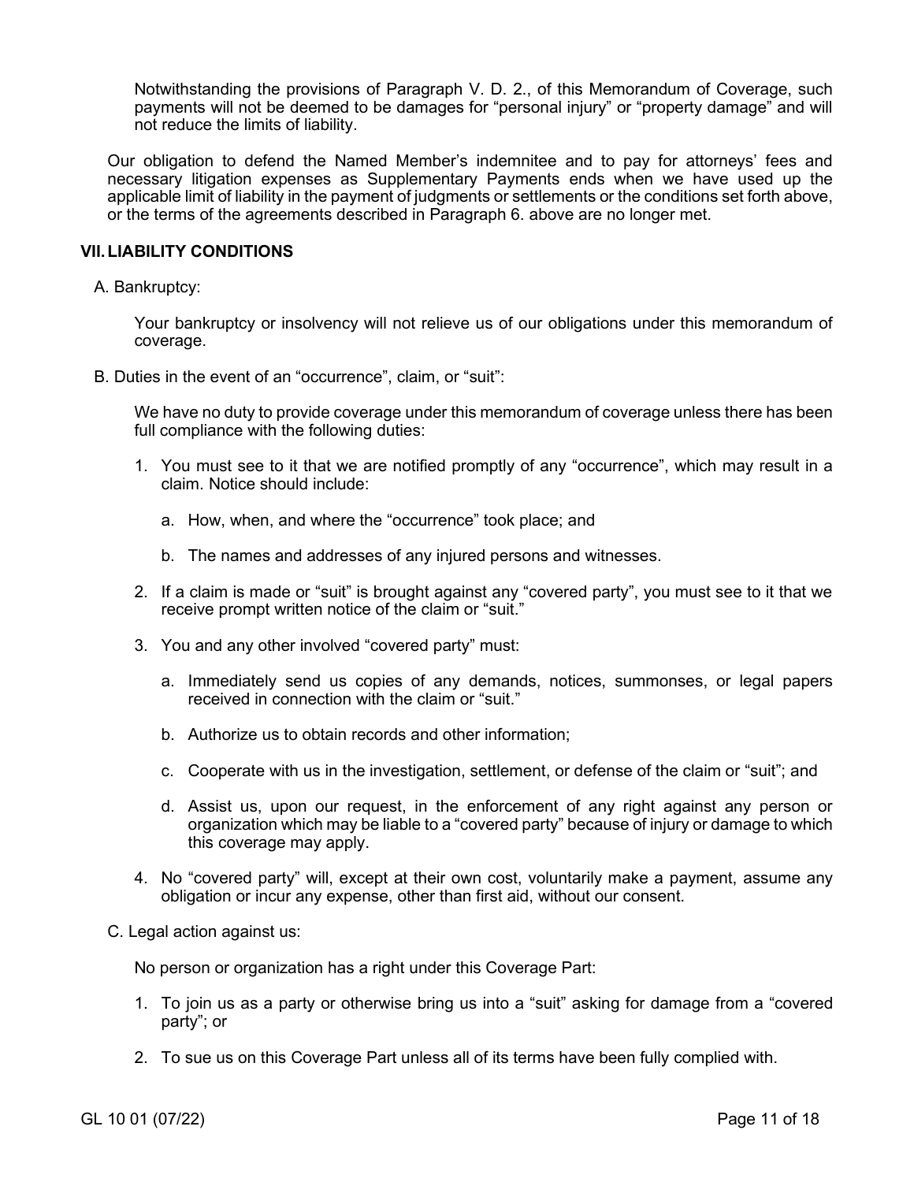Notwithstanding the provisions of Paragraph V. D. 2., of this Memorandum of Coverage, such payments will not be deemed to be damages for "personal injury" or "property damage" and will not reduce the limits of liability.

Our obligation to defend the Named Member's indemnitee and to pay for attorneys' fees and necessary litigation expenses as Supplementary Payments ends when we have used up the applicable limit of liability in the payment of judgments or settlements or the conditions set forth above, or the terms of the agreements described in Paragraph 6. above are no longer met.

## VII. LIABILITY CONDITIONS

A. Bankruptcy:

Your bankruptcy or insolvency will not relieve us of our obligations under this memorandum of coverage.

B. Duties in the event of an "occurrence", claim, or "suit":

We have no duty to provide coverage under this memorandum of coverage unless there has been full compliance with the following duties:

1. You must see to it that we are notified promptly of any "occurrence", which may result in a claim. Notice should include:

   a. How, when, and where the "occurrence" took place; and

   b. The names and addresses of any injured persons and witnesses.

2. If a claim is made or "suit" is brought against any "covered party", you must see to it that we receive prompt written notice of the claim or "suit."

3. You and any other involved "covered party" must:

   a. Immediately send us copies of any demands, notices, summonses, or legal papers received in connection with the claim or "suit."

   b. Authorize us to obtain records and other information;

   c. Cooperate with us in the investigation, settlement, or defense of the claim or "suit"; and

   d. Assist us, upon our request, in the enforcement of any right against any person or organization which may be liable to a "covered party" because of injury or damage to which this coverage may apply.

4. No "covered party" will, except at their own cost, voluntarily make a payment, assume any obligation or incur any expense, other than first aid, without our consent.

C. Legal action against us:

No person or organization has a right under this Coverage Part:

1. To join us as a party or otherwise bring us into a "suit" asking for damage from a "covered party"; or

2. To sue us on this Coverage Part unless all of its terms have been fully complied with.

GL 10 01 (07/22)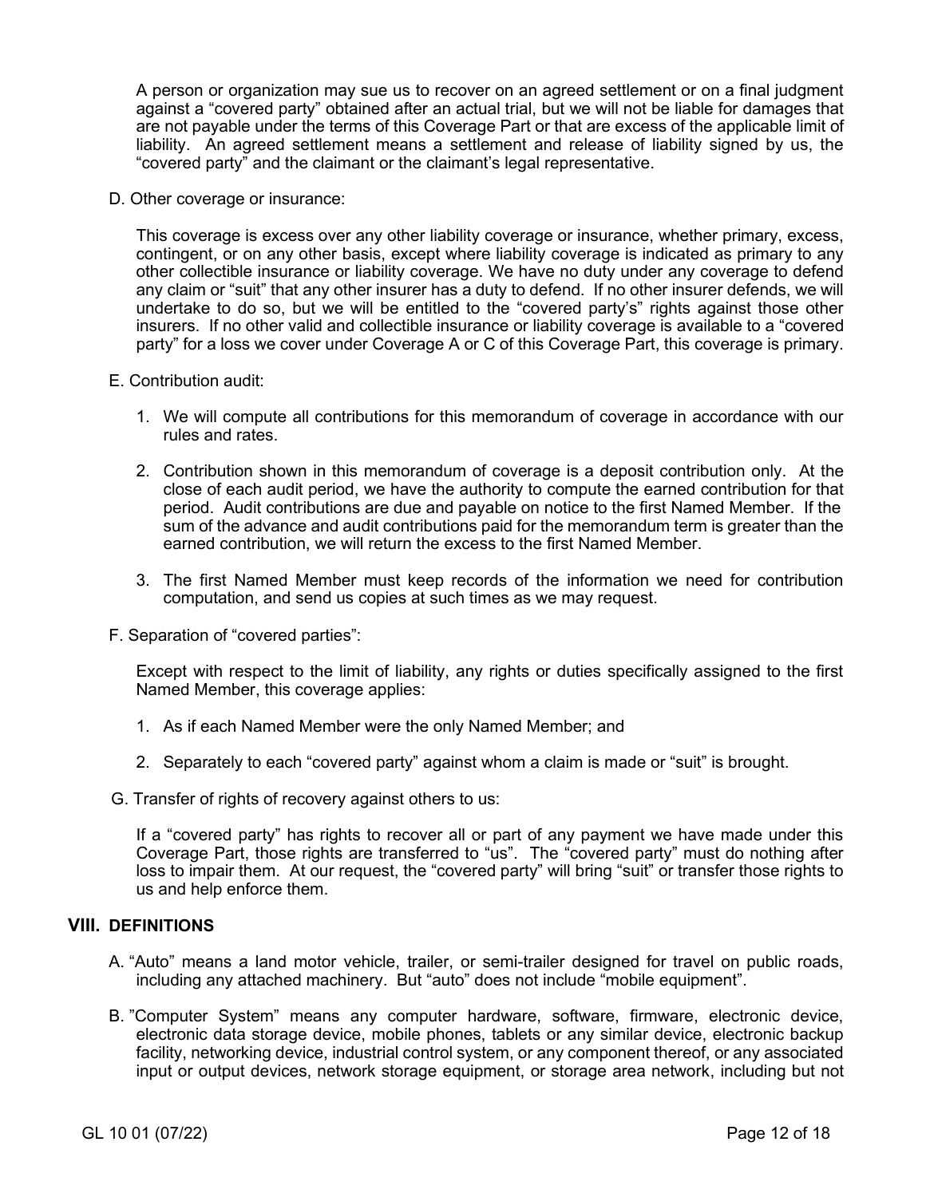A person or organization may sue us to recover on an agreed settlement or on a final judgment against a "covered party" obtained after an actual trial, but we will not be liable for damages that are not payable under the terms of this Coverage Part or that are excess of the applicable limit of liability. An agreed settlement means a settlement and release of liability signed by us, the "covered party" and the claimant or the claimant's legal representative.

D. Other coverage or insurance:

This coverage is excess over any other liability coverage or insurance, whether primary, excess, contingent, or on any other basis, except where liability coverage is indicated as primary to any other collectible insurance or liability coverage. We have no duty under any coverage to defend any claim or "suit" that any other insurer has a duty to defend. If no other insurer defends, we will undertake to do so, but we will be entitled to the "covered party's" rights against those other insurers. If no other valid and collectible insurance or liability coverage is available to a "covered party" for a loss we cover under Coverage A or C of this Coverage Part, this coverage is primary.

E. Contribution audit:

1. We will compute all contributions for this memorandum of coverage in accordance with our rules and rates.

2. Contribution shown in this memorandum of coverage is a deposit contribution only. At the close of each audit period, we have the authority to compute the earned contribution for that period. Audit contributions are due and payable on notice to the first Named Member. If the sum of the advance and audit contributions paid for the memorandum term is greater than the earned contribution, we will return the excess to the first Named Member.

3. The first Named Member must keep records of the information we need for contribution computation, and send us copies at such times as we may request.

F. Separation of "covered parties":

Except with respect to the limit of liability, any rights or duties specifically assigned to the first Named Member, this coverage applies:

1. As if each Named Member were the only Named Member; and

2. Separately to each "covered party" against whom a claim is made or "suit" is brought.

G. Transfer of rights of recovery against others to us:

If a "covered party" has rights to recover all or part of any payment we have made under this Coverage Part, those rights are transferred to "us". The "covered party" must do nothing after loss to impair them. At our request, the "covered party" will bring "suit" or transfer those rights to us and help enforce them.

## VIII. DEFINITIONS

A. "Auto" means a land motor vehicle, trailer, or semi-trailer designed for travel on public roads, including any attached machinery. But "auto" does not include "mobile equipment".

B. "Computer System" means any computer hardware, software, firmware, electronic device, electronic data storage device, mobile phones, tablets or any similar device, electronic backup facility, networking device, industrial control system, or any component thereof, or any associated input or output devices, network storage equipment, or storage area network, including but not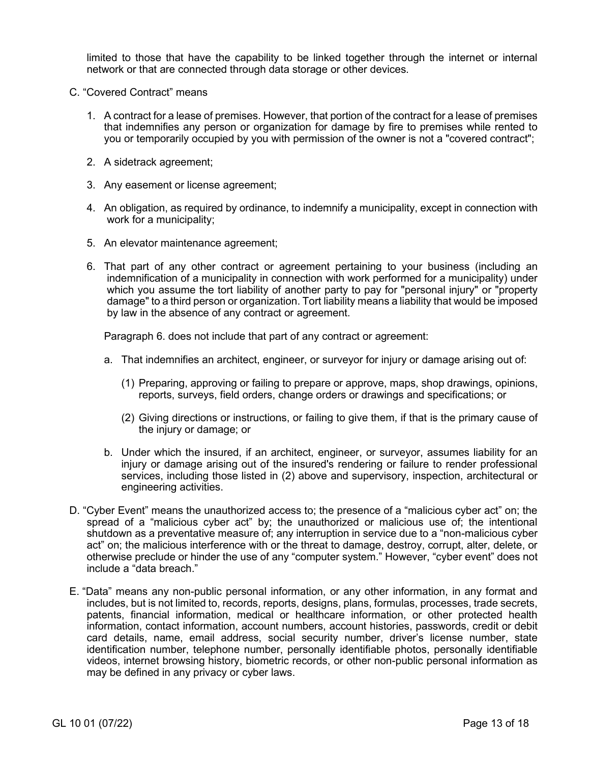limited to those that have the capability to be linked together through the internet or internal network or that are connected through data storage or other devices.

C. "Covered Contract" means

1. A contract for a lease of premises. However, that portion of the contract for a lease of premises that indemnifies any person or organization for damage by fire to premises while rented to you or temporarily occupied by you with permission of the owner is not a "covered contract";

2. A sidetrack agreement;

3. Any easement or license agreement;

4. An obligation, as required by ordinance, to indemnify a municipality, except in connection with work for a municipality;

5. An elevator maintenance agreement;

6. That part of any other contract or agreement pertaining to your business (including an indemnification of a municipality in connection with work performed for a municipality) under which you assume the tort liability of another party to pay for "personal injury" or "property damage" to a third person or organization. Tort liability means a liability that would be imposed by law in the absence of any contract or agreement.

   Paragraph 6. does not include that part of any contract or agreement:

   a. That indemnifies an architect, engineer, or surveyor for injury or damage arising out of:

      (1) Preparing, approving or failing to prepare or approve, maps, shop drawings, opinions, reports, surveys, field orders, change orders or drawings and specifications; or

      (2) Giving directions or instructions, or failing to give them, if that is the primary cause of the injury or damage; or

   b. Under which the insured, if an architect, engineer, or surveyor, assumes liability for an injury or damage arising out of the insured's rendering or failure to render professional services, including those listed in (2) above and supervisory, inspection, architectural or engineering activities.

D. "Cyber Event" means the unauthorized access to; the presence of a "malicious cyber act" on; the spread of a "malicious cyber act" by; the unauthorized or malicious use of; the intentional shutdown as a preventative measure of; any interruption in service due to a "non-malicious cyber act" on; the malicious interference with or the threat to damage, destroy, corrupt, alter, delete, or otherwise preclude or hinder the use of any "computer system." However, "cyber event" does not include a "data breach."

E. "Data" means any non-public personal information, or any other information, in any format and includes, but is not limited to, records, reports, designs, plans, formulas, processes, trade secrets, patents, financial information, medical or healthcare information, or other protected health information, contact information, account numbers, account histories, passwords, credit or debit card details, name, email address, social security number, driver's license number, state identification number, telephone number, personally identifiable photos, personally identifiable videos, internet browsing history, biometric records, or other non-public personal information as may be defined in any privacy or cyber laws.

GL 10 01 (07/22)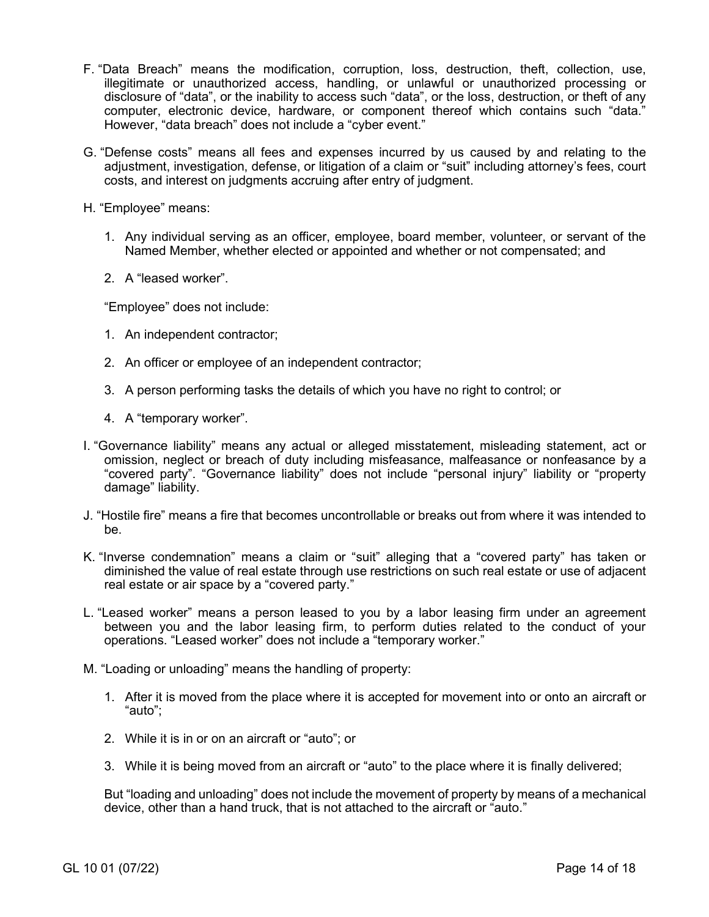F. "Data Breach" means the modification, corruption, loss, destruction, theft, collection, use, illegitimate or unauthorized access, handling, or unlawful or unauthorized processing or disclosure of "data", or the inability to access such "data", or the loss, destruction, or theft of any computer, electronic device, hardware, or component thereof which contains such "data." However, "data breach" does not include a "cyber event."

G. "Defense costs" means all fees and expenses incurred by us caused by and relating to the adjustment, investigation, defense, or litigation of a claim or "suit" including attorney's fees, court costs, and interest on judgments accruing after entry of judgment.

H. "Employee" means:

1. Any individual serving as an officer, employee, board member, volunteer, or servant of the Named Member, whether elected or appointed and whether or not compensated; and
2. A "leased worker".

"Employee" does not include:

1. An independent contractor;
2. An officer or employee of an independent contractor;
3. A person performing tasks the details of which you have no right to control; or
4. A "temporary worker".

I. "Governance liability" means any actual or alleged misstatement, misleading statement, act or omission, neglect or breach of duty including misfeasance, malfeasance or nonfeasance by a "covered party". "Governance liability" does not include "personal injury" liability or "property damage" liability.

J. "Hostile fire" means a fire that becomes uncontrollable or breaks out from where it was intended to be.

K. "Inverse condemnation" means a claim or "suit" alleging that a "covered party" has taken or diminished the value of real estate through use restrictions on such real estate or use of adjacent real estate or air space by a "covered party."

L. "Leased worker" means a person leased to you by a labor leasing firm under an agreement between you and the labor leasing firm, to perform duties related to the conduct of your operations. "Leased worker" does not include a "temporary worker."

M. "Loading or unloading" means the handling of property:

1. After it is moved from the place where it is accepted for movement into or onto an aircraft or "auto";
2. While it is in or on an aircraft or "auto"; or
3. While it is being moved from an aircraft or "auto" to the place where it is finally delivered;

But "loading and unloading" does not include the movement of property by means of a mechanical device, other than a hand truck, that is not attached to the aircraft or "auto."

GL 10 01 (07/22)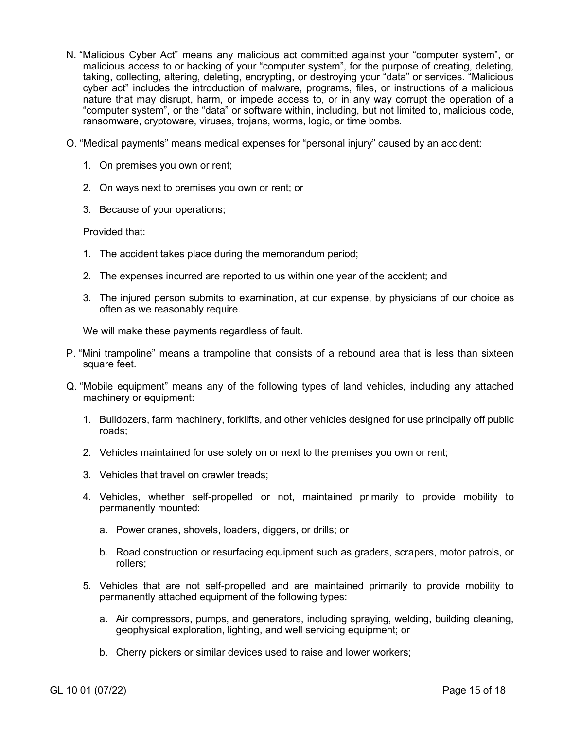N. "Malicious Cyber Act" means any malicious act committed against your "computer system", or malicious access to or hacking of your "computer system", for the purpose of creating, deleting, taking, collecting, altering, deleting, encrypting, or destroying your "data" or services. "Malicious cyber act" includes the introduction of malware, programs, files, or instructions of a malicious nature that may disrupt, harm, or impede access to, or in any way corrupt the operation of a "computer system", or the "data" or software within, including, but not limited to, malicious code, ransomware, cryptoware, viruses, trojans, worms, logic, or time bombs.

O. "Medical payments" means medical expenses for "personal injury" caused by an accident:

1. On premises you own or rent;
2. On ways next to premises you own or rent; or
3. Because of your operations;

Provided that:

1. The accident takes place during the memorandum period;
2. The expenses incurred are reported to us within one year of the accident; and
3. The injured person submits to examination, at our expense, by physicians of our choice as often as we reasonably require.

We will make these payments regardless of fault.

P. "Mini trampoline" means a trampoline that consists of a rebound area that is less than sixteen square feet.

Q. "Mobile equipment" means any of the following types of land vehicles, including any attached machinery or equipment:

1. Bulldozers, farm machinery, forklifts, and other vehicles designed for use principally off public roads;
2. Vehicles maintained for use solely on or next to the premises you own or rent;
3. Vehicles that travel on crawler treads;
4. Vehicles, whether self-propelled or not, maintained primarily to provide mobility to permanently mounted:
   a. Power cranes, shovels, loaders, diggers, or drills; or
   b. Road construction or resurfacing equipment such as graders, scrapers, motor patrols, or rollers;
5. Vehicles that are not self-propelled and are maintained primarily to provide mobility to permanently attached equipment of the following types:
   a. Air compressors, pumps, and generators, including spraying, welding, building cleaning, geophysical exploration, lighting, and well servicing equipment; or
   b. Cherry pickers or similar devices used to raise and lower workers;

GL 10 01 (07/22)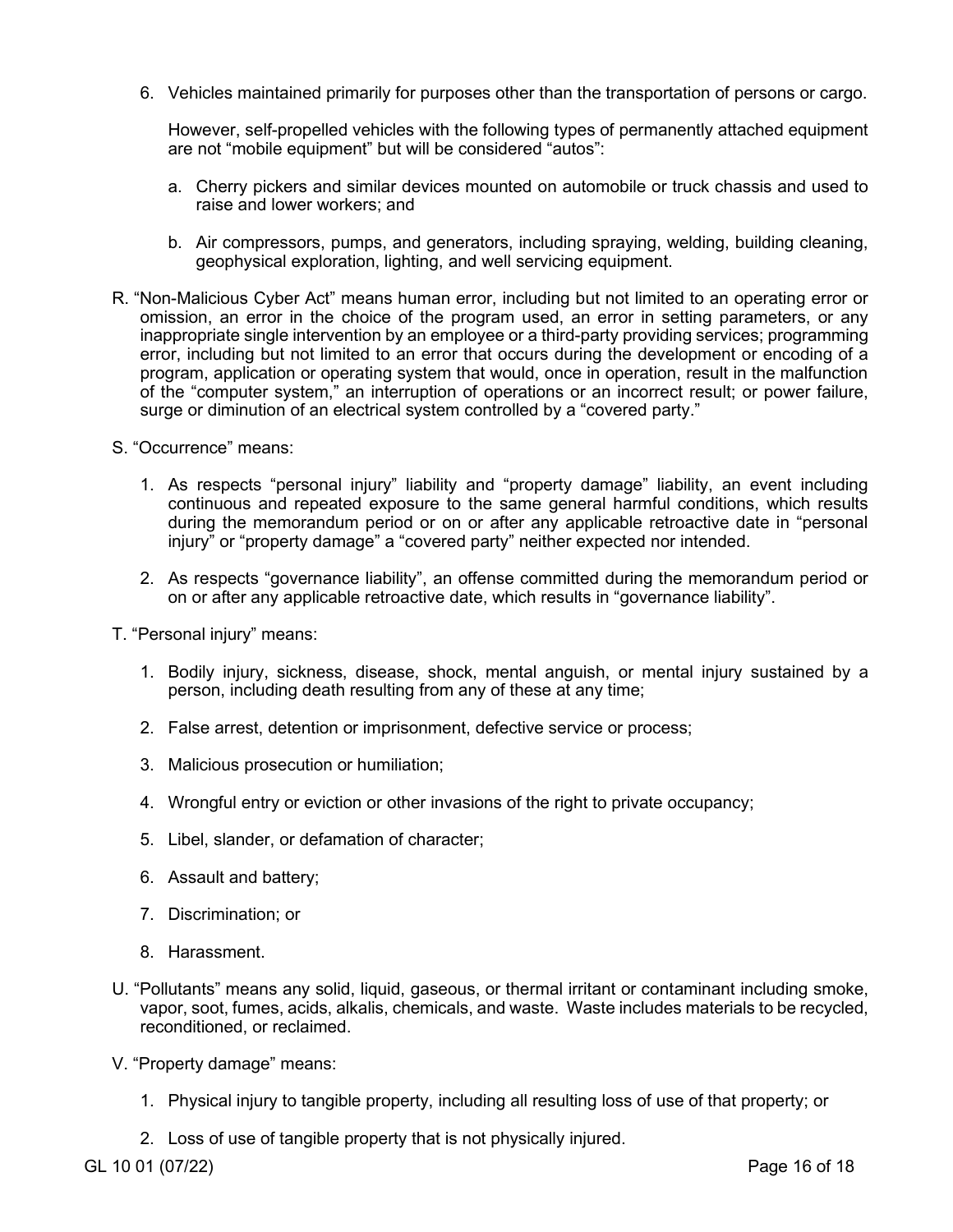6. Vehicles maintained primarily for purposes other than the transportation of persons or cargo.

   However, self-propelled vehicles with the following types of permanently attached equipment are not "mobile equipment" but will be considered "autos":

   a. Cherry pickers and similar devices mounted on automobile or truck chassis and used to raise and lower workers; and

   b. Air compressors, pumps, and generators, including spraying, welding, building cleaning, geophysical exploration, lighting, and well servicing equipment.

R. "Non-Malicious Cyber Act" means human error, including but not limited to an operating error or omission, an error in the choice of the program used, an error in setting parameters, or any inappropriate single intervention by an employee or a third-party providing services; programming error, including but not limited to an error that occurs during the development or encoding of a program, application or operating system that would, once in operation, result in the malfunction of the "computer system," an interruption of operations or an incorrect result; or power failure, surge or diminution of an electrical system controlled by a "covered party."

S. "Occurrence" means:

1. As respects "personal injury" liability and "property damage" liability, an event including continuous and repeated exposure to the same general harmful conditions, which results during the memorandum period or on or after any applicable retroactive date in "personal injury" or "property damage" a "covered party" neither expected nor intended.

2. As respects "governance liability", an offense committed during the memorandum period or on or after any applicable retroactive date, which results in "governance liability".

T. "Personal injury" means:

1. Bodily injury, sickness, disease, shock, mental anguish, or mental injury sustained by a person, including death resulting from any of these at any time;

2. False arrest, detention or imprisonment, defective service or process;

3. Malicious prosecution or humiliation;

4. Wrongful entry or eviction or other invasions of the right to private occupancy;

5. Libel, slander, or defamation of character;

6. Assault and battery;

7. Discrimination; or

8. Harassment.

U. "Pollutants" means any solid, liquid, gaseous, or thermal irritant or contaminant including smoke, vapor, soot, fumes, acids, alkalis, chemicals, and waste. Waste includes materials to be recycled, reconditioned, or reclaimed.

V. "Property damage" means:

1. Physical injury to tangible property, including all resulting loss of use of that property; or

2. Loss of use of tangible property that is not physically injured.

GL 10 01 (07/22)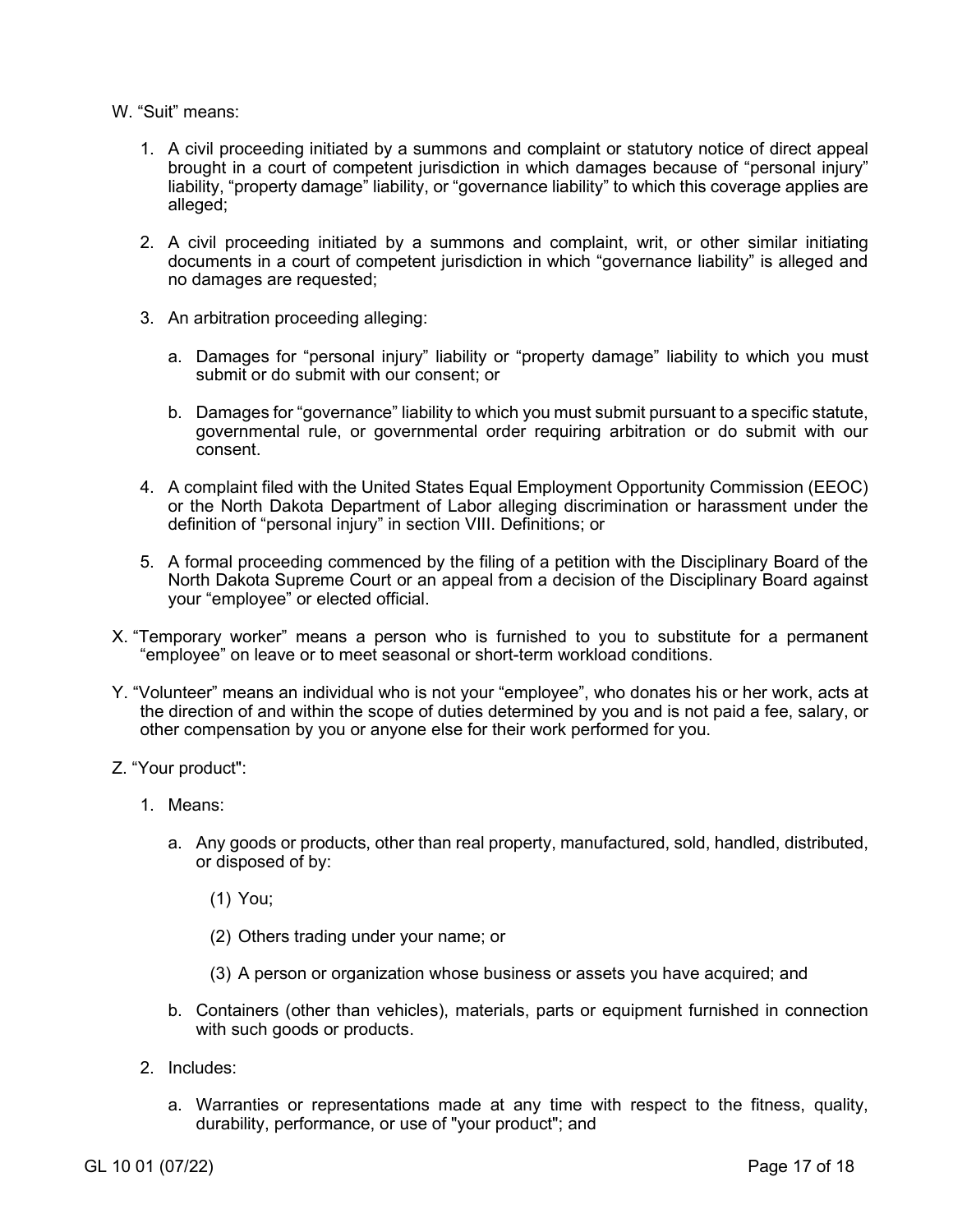W. "Suit" means:

1. A civil proceeding initiated by a summons and complaint or statutory notice of direct appeal brought in a court of competent jurisdiction in which damages because of "personal injury" liability, "property damage" liability, or "governance liability" to which this coverage applies are alleged;

2. A civil proceeding initiated by a summons and complaint, writ, or other similar initiating documents in a court of competent jurisdiction in which "governance liability" is alleged and no damages are requested;

3. An arbitration proceeding alleging:

   a. Damages for "personal injury" liability or "property damage" liability to which you must submit or do submit with our consent; or

   b. Damages for "governance" liability to which you must submit pursuant to a specific statute, governmental rule, or governmental order requiring arbitration or do submit with our consent.

4. A complaint filed with the United States Equal Employment Opportunity Commission (EEOC) or the North Dakota Department of Labor alleging discrimination or harassment under the definition of "personal injury" in section VIII. Definitions; or

5. A formal proceeding commenced by the filing of a petition with the Disciplinary Board of the North Dakota Supreme Court or an appeal from a decision of the Disciplinary Board against your "employee" or elected official.

X. "Temporary worker" means a person who is furnished to you to substitute for a permanent "employee" on leave or to meet seasonal or short-term workload conditions.

Y. "Volunteer" means an individual who is not your "employee", who donates his or her work, acts at the direction of and within the scope of duties determined by you and is not paid a fee, salary, or other compensation by you or anyone else for their work performed for you.

Z. "Your product":

1. Means:

   a. Any goods or products, other than real property, manufactured, sold, handled, distributed, or disposed of by:

      (1) You;

      (2) Others trading under your name; or

      (3) A person or organization whose business or assets you have acquired; and

   b. Containers (other than vehicles), materials, parts or equipment furnished in connection with such goods or products.

2. Includes:

   a. Warranties or representations made at any time with respect to the fitness, quality, durability, performance, or use of "your product"; and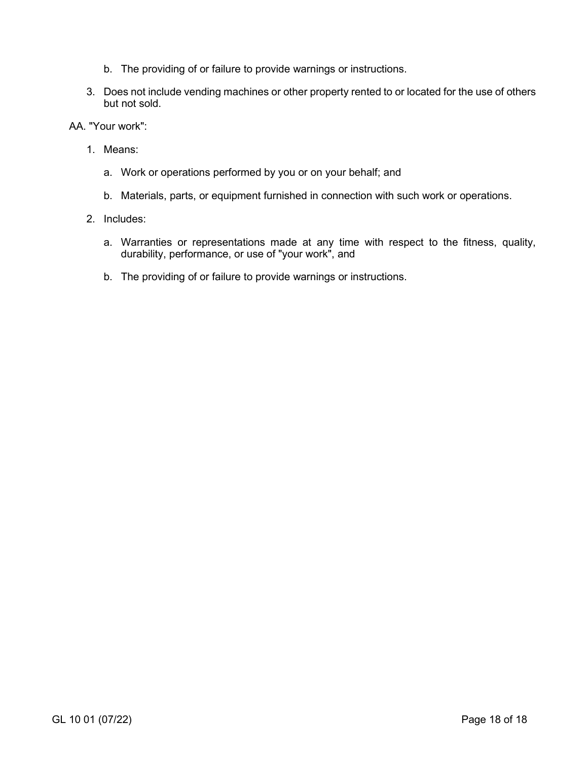b. The providing of or failure to provide warnings or instructions.

3. Does not include vending machines or other property rented to or located for the use of others but not sold.

AA. "Your work":

1. Means:

   a. Work or operations performed by you or on your behalf; and

   b. Materials, parts, or equipment furnished in connection with such work or operations.

2. Includes:

   a. Warranties or representations made at any time with respect to the fitness, quality, durability, performance, or use of "your work", and

   b. The providing of or failure to provide warnings or instructions.